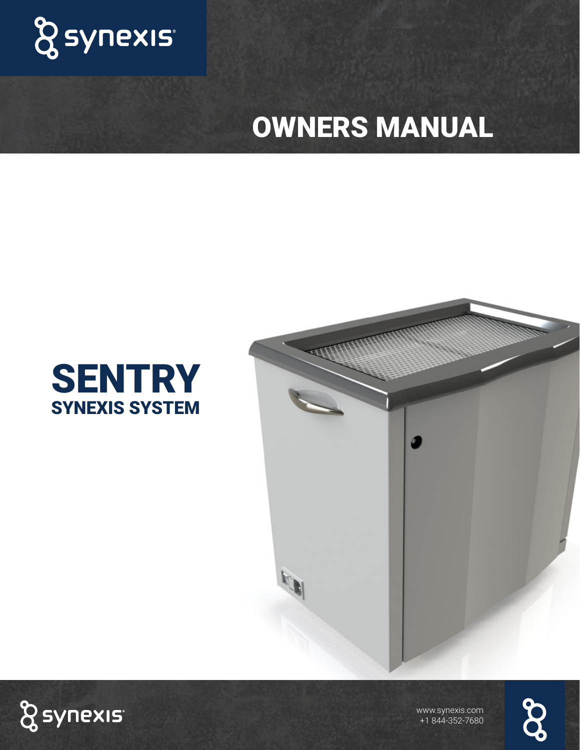synexis

# OWNERS MANUAL

# SENTRY

## SYNEXIS SYSTEM

synexis

www.synexis.com
+1 844-352-7680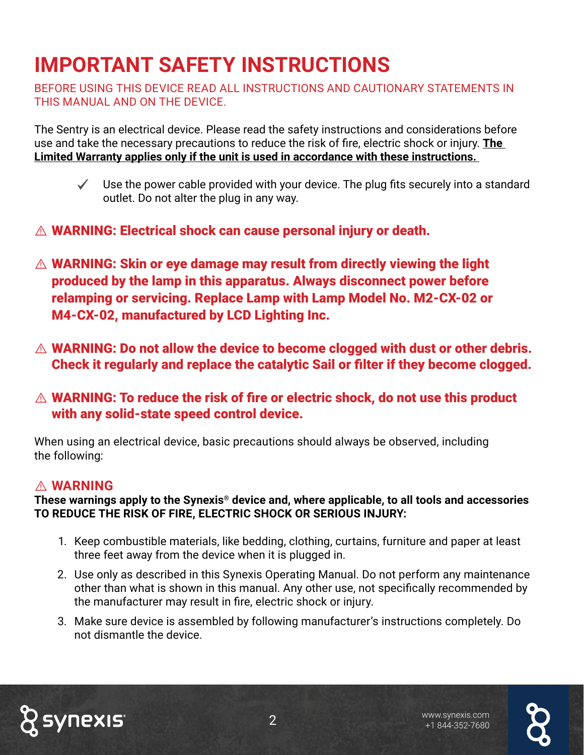# IMPORTANT SAFETY INSTRUCTIONS

BEFORE USING THIS DEVICE READ ALL INSTRUCTIONS AND CAUTIONARY STATEMENTS IN THIS MANUAL AND ON THE DEVICE.

The Sentry is an electrical device. Please read the safety instructions and considerations before use and take the necessary precautions to reduce the risk of fire, electric shock or injury. **The Limited Warranty applies only if the unit is used in accordance with these instructions.**

- ✓ Use the power cable provided with your device. The plug fits securely into a standard outlet. Do not alter the plug in any way.

⚠ **WARNING: Electrical shock can cause personal injury or death.**

⚠ **WARNING: Skin or eye damage may result from directly viewing the light produced by the lamp in this apparatus. Always disconnect power before relamping or servicing. Replace Lamp with Lamp Model No. M2-CX-02 or M4-CX-02, manufactured by LCD Lighting Inc.**

⚠ **WARNING: Do not allow the device to become clogged with dust or other debris. Check it regularly and replace the catalytic Sail or filter if they become clogged.**

⚠ **WARNING: To reduce the risk of fire or electric shock, do not use this product with any solid-state speed control device.**

When using an electrical device, basic precautions should always be observed, including the following:

⚠ **WARNING**

**These warnings apply to the Synexis® device and, where applicable, to all tools and accessories TO REDUCE THE RISK OF FIRE, ELECTRIC SHOCK OR SERIOUS INJURY:**

1. Keep combustible materials, like bedding, clothing, curtains, furniture and paper at least three feet away from the device when it is plugged in.
2. Use only as described in this Synexis Operating Manual. Do not perform any maintenance other than what is shown in this manual. Any other use, not specifically recommended by the manufacturer may result in fire, electric shock or injury.
3. Make sure device is assembled by following manufacturer's instructions completely. Do not dismantle the device.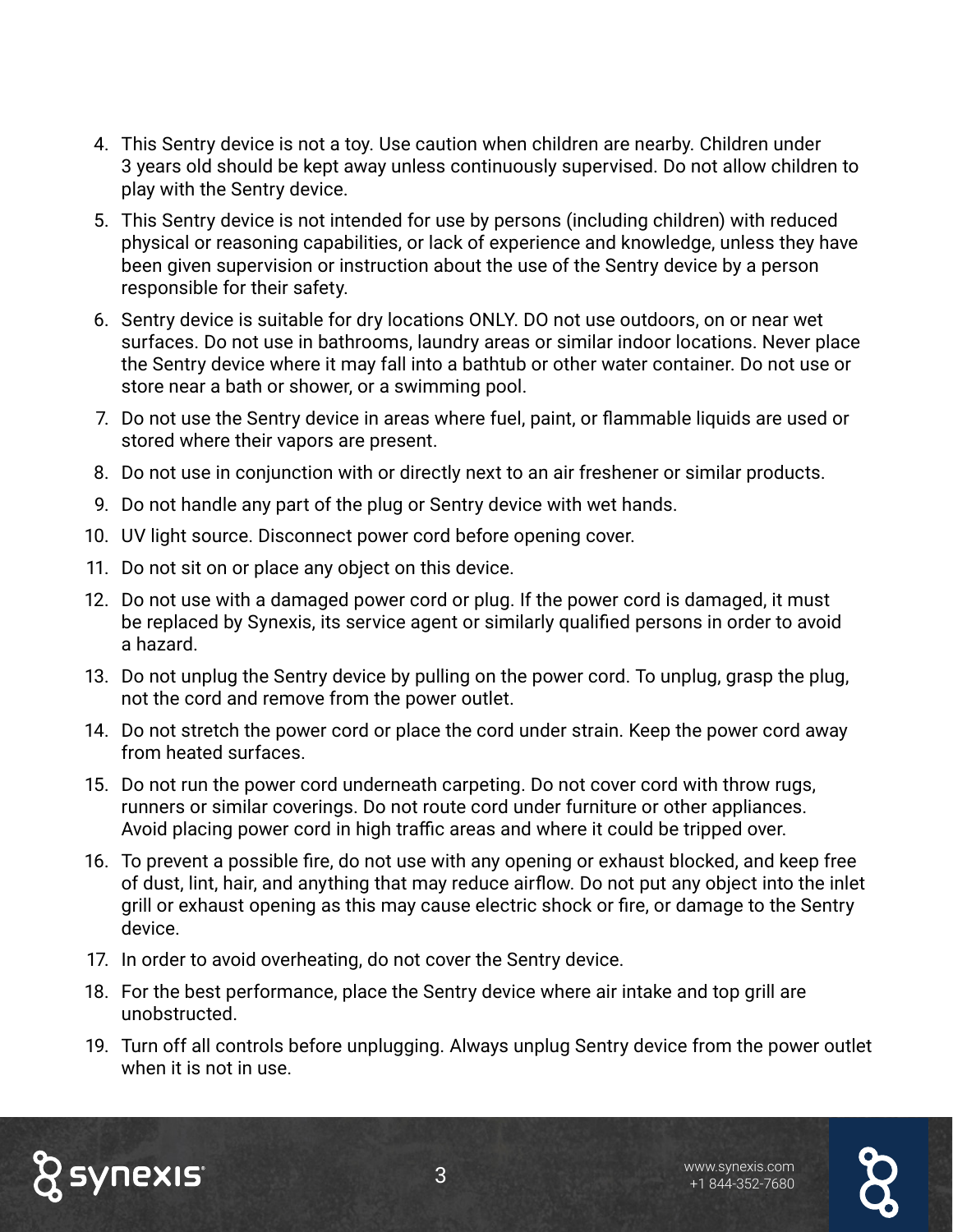4. This Sentry device is not a toy. Use caution when children are nearby. Children under 3 years old should be kept away unless continuously supervised. Do not allow children to play with the Sentry device.
5. This Sentry device is not intended for use by persons (including children) with reduced physical or reasoning capabilities, or lack of experience and knowledge, unless they have been given supervision or instruction about the use of the Sentry device by a person responsible for their safety.
6. Sentry device is suitable for dry locations ONLY. DO not use outdoors, on or near wet surfaces. Do not use in bathrooms, laundry areas or similar indoor locations. Never place the Sentry device where it may fall into a bathtub or other water container. Do not use or store near a bath or shower, or a swimming pool.
7. Do not use the Sentry device in areas where fuel, paint, or flammable liquids are used or stored where their vapors are present.
8. Do not use in conjunction with or directly next to an air freshener or similar products.
9. Do not handle any part of the plug or Sentry device with wet hands.
10. UV light source. Disconnect power cord before opening cover.
11. Do not sit on or place any object on this device.
12. Do not use with a damaged power cord or plug. If the power cord is damaged, it must be replaced by Synexis, its service agent or similarly qualified persons in order to avoid a hazard.
13. Do not unplug the Sentry device by pulling on the power cord. To unplug, grasp the plug, not the cord and remove from the power outlet.
14. Do not stretch the power cord or place the cord under strain. Keep the power cord away from heated surfaces.
15. Do not run the power cord underneath carpeting. Do not cover cord with throw rugs, runners or similar coverings. Do not route cord under furniture or other appliances. Avoid placing power cord in high traffic areas and where it could be tripped over.
16. To prevent a possible fire, do not use with any opening or exhaust blocked, and keep free of dust, lint, hair, and anything that may reduce airflow. Do not put any object into the inlet grill or exhaust opening as this may cause electric shock or fire, or damage to the Sentry device.
17. In order to avoid overheating, do not cover the Sentry device.
18. For the best performance, place the Sentry device where air intake and top grill are unobstructed.
19. Turn off all controls before unplugging. Always unplug Sentry device from the power outlet when it is not in use.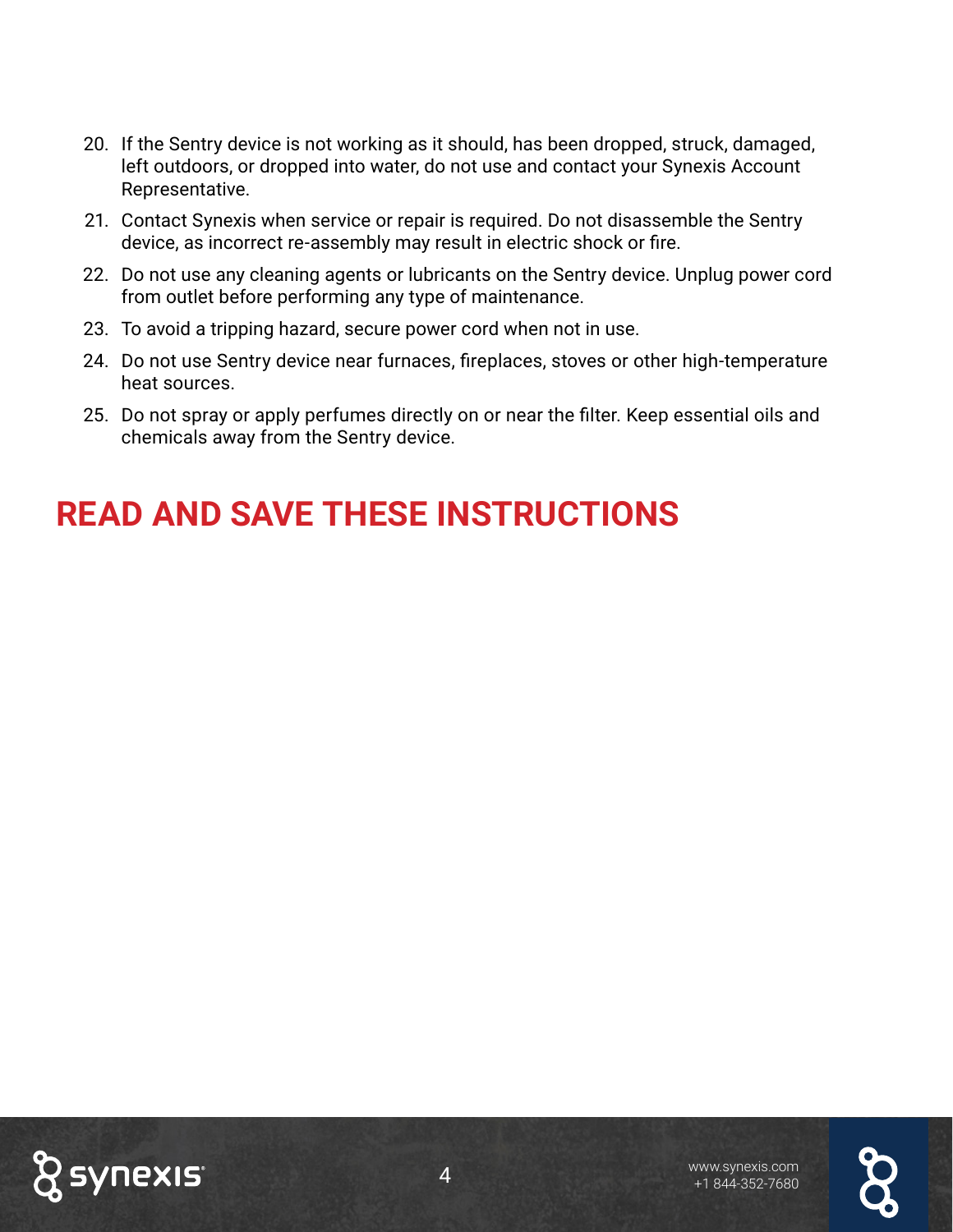20. If the Sentry device is not working as it should, has been dropped, struck, damaged, left outdoors, or dropped into water, do not use and contact your Synexis Account Representative.
21. Contact Synexis when service or repair is required. Do not disassemble the Sentry device, as incorrect re-assembly may result in electric shock or fire.
22. Do not use any cleaning agents or lubricants on the Sentry device. Unplug power cord from outlet before performing any type of maintenance.
23. To avoid a tripping hazard, secure power cord when not in use.
24. Do not use Sentry device near furnaces, fireplaces, stoves or other high-temperature heat sources.
25. Do not spray or apply perfumes directly on or near the filter. Keep essential oils and chemicals away from the Sentry device.

## READ AND SAVE THESE INSTRUCTIONS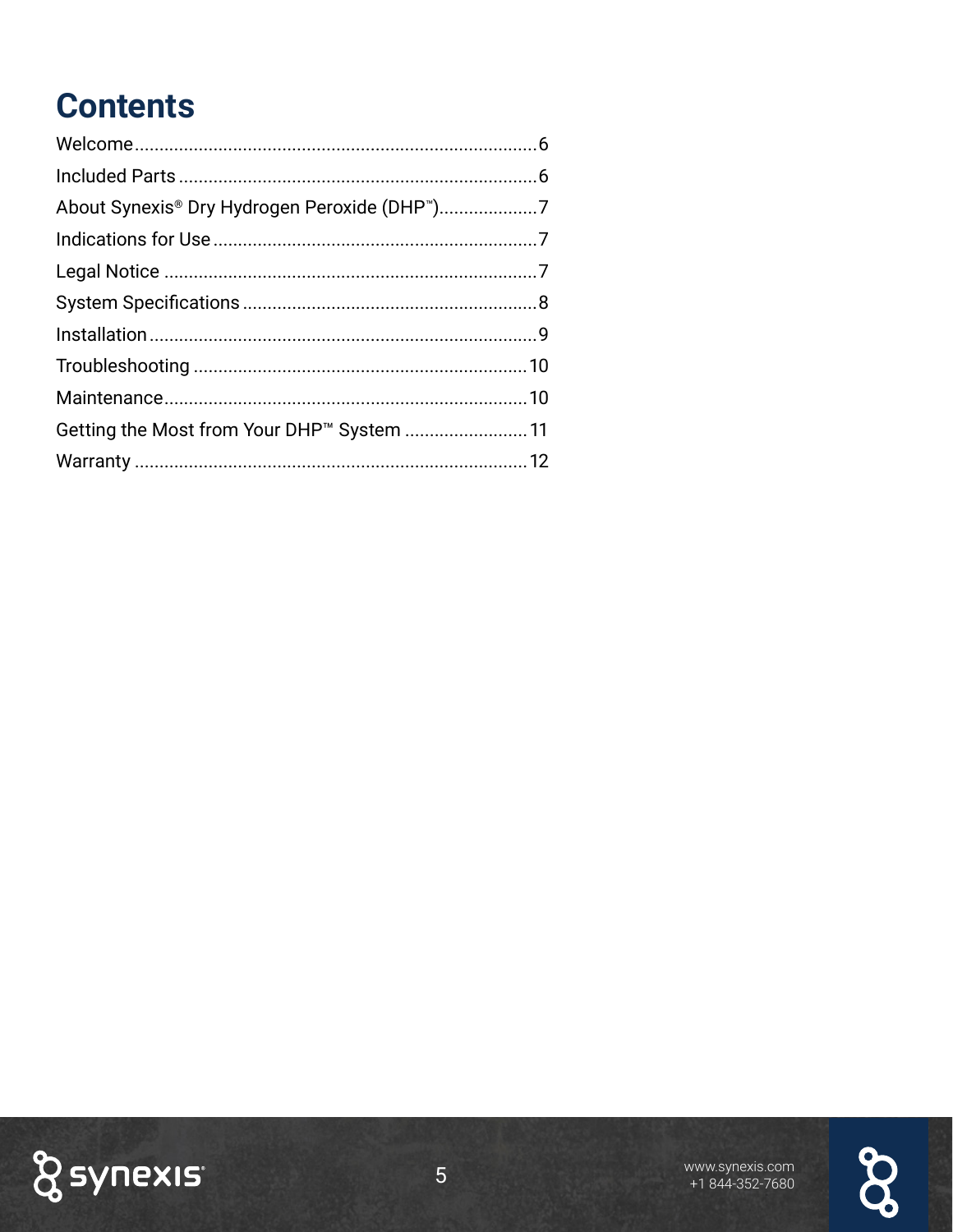# Contents

| | |
|---|---|
| Welcome | 6 |
| Included Parts | 6 |
| About Synexis® Dry Hydrogen Peroxide (DHP™) | 7 |
| Indications for Use | 7 |
| Legal Notice | 7 |
| System Specifications | 8 |
| Installation | 9 |
| Troubleshooting | 10 |
| Maintenance | 10 |
| Getting the Most from Your DHP™ System | 11 |
| Warranty | 12 |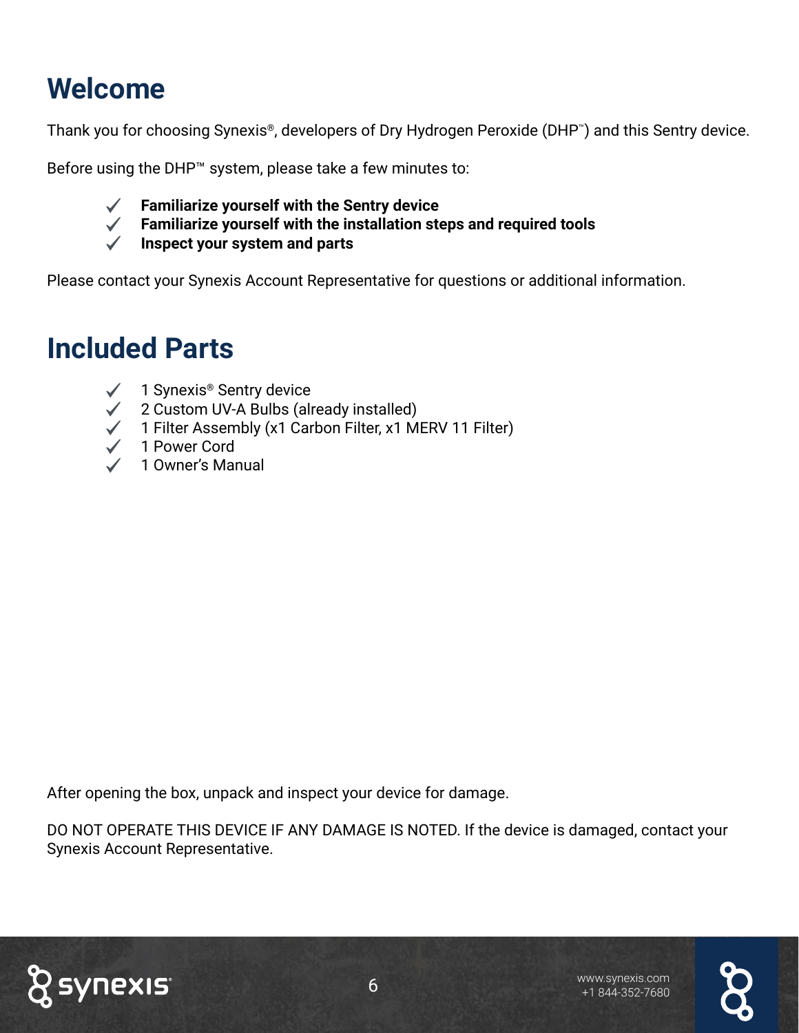# Welcome

Thank you for choosing Synexis®, developers of Dry Hydrogen Peroxide (DHP™) and this Sentry device.

Before using the DHP™ system, please take a few minutes to:

- ✓ **Familiarize yourself with the Sentry device**
- ✓ **Familiarize yourself with the installation steps and required tools**
- ✓ **Inspect your system and parts**

Please contact your Synexis Account Representative for questions or additional information.

# Included Parts

- ✓ 1 Synexis® Sentry device
- ✓ 2 Custom UV-A Bulbs (already installed)
- ✓ 1 Filter Assembly (x1 Carbon Filter, x1 MERV 11 Filter)
- ✓ 1 Power Cord
- ✓ 1 Owner's Manual

After opening the box, unpack and inspect your device for damage.

DO NOT OPERATE THIS DEVICE IF ANY DAMAGE IS NOTED. If the device is damaged, contact your Synexis Account Representative.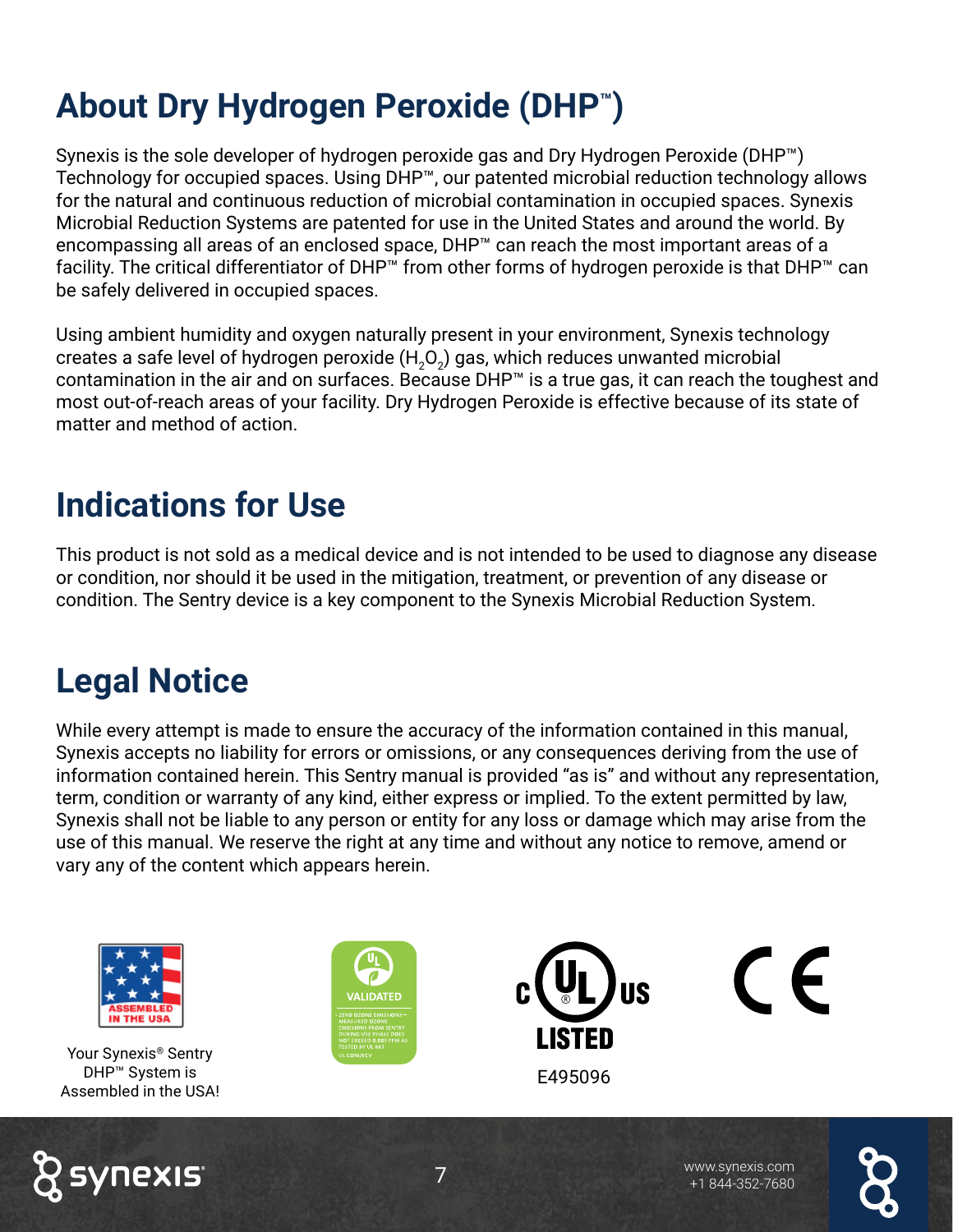# About Dry Hydrogen Peroxide (DHP™)

Synexis is the sole developer of hydrogen peroxide gas and Dry Hydrogen Peroxide (DHP™) Technology for occupied spaces. Using DHP™, our patented microbial reduction technology allows for the natural and continuous reduction of microbial contamination in occupied spaces. Synexis Microbial Reduction Systems are patented for use in the United States and around the world. By encompassing all areas of an enclosed space, DHP™ can reach the most important areas of a facility. The critical differentiator of DHP™ from other forms of hydrogen peroxide is that DHP™ can be safely delivered in occupied spaces.

Using ambient humidity and oxygen naturally present in your environment, Synexis technology creates a safe level of hydrogen peroxide ($H_2O_2$) gas, which reduces unwanted microbial contamination in the air and on surfaces. Because DHP™ is a true gas, it can reach the toughest and most out-of-reach areas of your facility. Dry Hydrogen Peroxide is effective because of its state of matter and method of action.

# Indications for Use

This product is not sold as a medical device and is not intended to be used to diagnose any disease or condition, nor should it be used in the mitigation, treatment, or prevention of any disease or condition. The Sentry device is a key component to the Synexis Microbial Reduction System.

# Legal Notice

While every attempt is made to ensure the accuracy of the information contained in this manual, Synexis accepts no liability for errors or omissions, or any consequences deriving from the use of information contained herein. This Sentry manual is provided "as is" and without any representation, term, condition or warranty of any kind, either express or implied. To the extent permitted by law, Synexis shall not be liable to any person or entity for any loss or damage which may arise from the use of this manual. We reserve the right at any time and without any notice to remove, amend or vary any of the content which appears herein.

ASSEMBLED IN THE USA

Your Synexis® Sentry DHP™ System is Assembled in the USA!

UL VALIDATED
• ZERO OZONE EMISSIONS – MEASURED OZONE EMISSIONS FROM SENTRY DURING USE PHASE DOES NOT EXCEED 0.005 PPM AS TESTED BY UL 867
UL.COM/ECV

c UL us LISTED

E495096

CE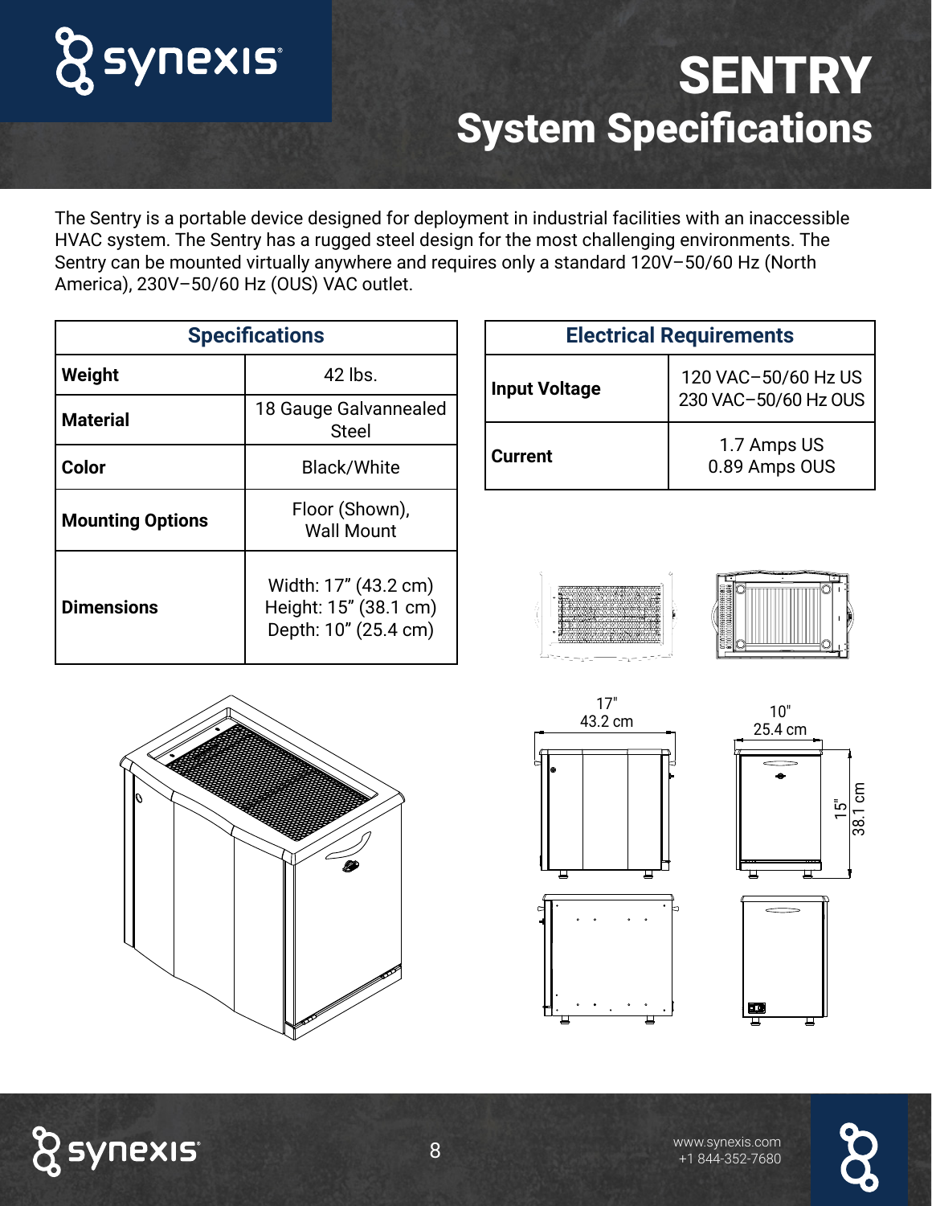# SENTRY
## System Specifications

The Sentry is a portable device designed for deployment in industrial facilities with an inaccessible HVAC system. The Sentry has a rugged steel design for the most challenging environments. The Sentry can be mounted virtually anywhere and requires only a standard 120V–50/60 Hz (North America), 230V–50/60 Hz (OUS) VAC outlet.

| Specifications | |
|---|---|
| **Weight** | 42 lbs. |
| **Material** | 18 Gauge Galvannealed Steel |
| **Color** | Black/White |
| **Mounting Options** | Floor (Shown), Wall Mount |
| **Dimensions** | Width: 17" (43.2 cm)<br>Height: 15" (38.1 cm)<br>Depth: 10" (25.4 cm) |

| Electrical Requirements | |
|---|---|
| **Input Voltage** | 120 VAC–50/60 Hz US<br>230 VAC–50/60 Hz OUS |
| **Current** | 1.7 Amps US<br>0.89 Amps OUS |

17"
43.2 cm

10"
25.4 cm

15"
38.1 cm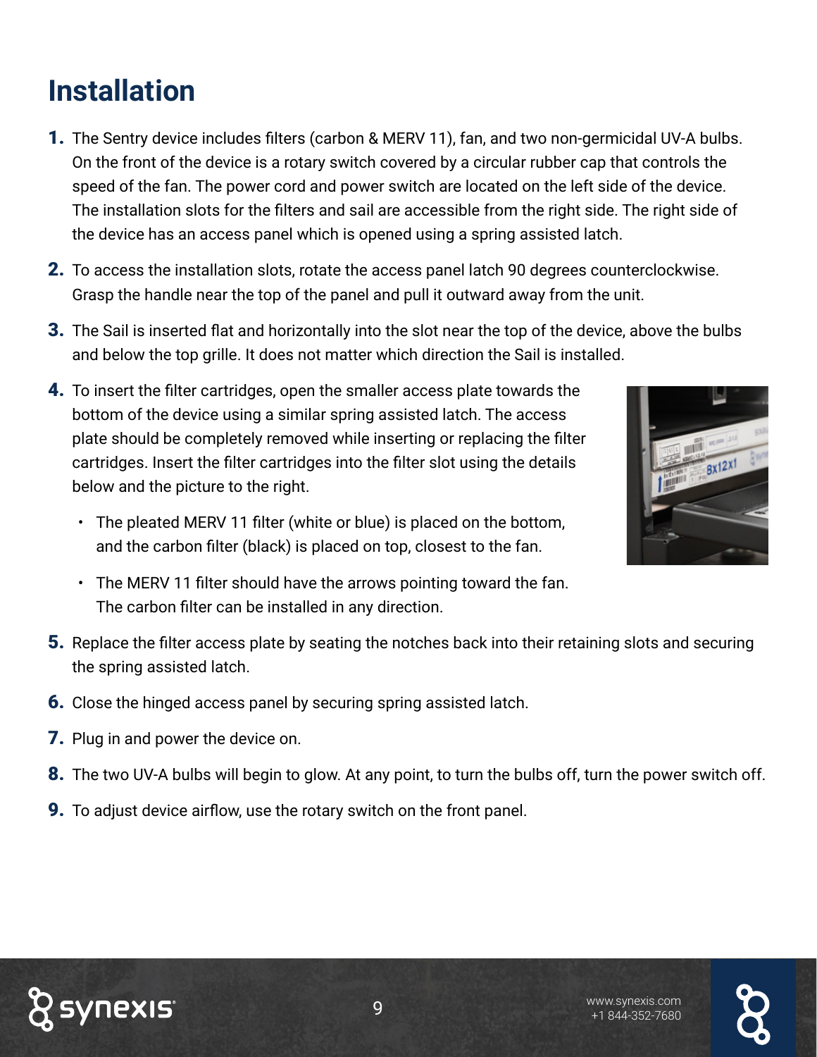# Installation

1. The Sentry device includes filters (carbon & MERV 11), fan, and two non-germicidal UV-A bulbs. On the front of the device is a rotary switch covered by a circular rubber cap that controls the speed of the fan. The power cord and power switch are located on the left side of the device. The installation slots for the filters and sail are accessible from the right side. The right side of the device has an access panel which is opened using a spring assisted latch.
2. To access the installation slots, rotate the access panel latch 90 degrees counterclockwise. Grasp the handle near the top of the panel and pull it outward away from the unit.
3. The Sail is inserted flat and horizontally into the slot near the top of the device, above the bulbs and below the top grille. It does not matter which direction the Sail is installed.
4. To insert the filter cartridges, open the smaller access plate towards the bottom of the device using a similar spring assisted latch. The access plate should be completely removed while inserting or replacing the filter cartridges. Insert the filter cartridges into the filter slot using the details below and the picture to the right.
   - The pleated MERV 11 filter (white or blue) is placed on the bottom, and the carbon filter (black) is placed on top, closest to the fan.
   - The MERV 11 filter should have the arrows pointing toward the fan. The carbon filter can be installed in any direction.
5. Replace the filter access plate by seating the notches back into their retaining slots and securing the spring assisted latch.
6. Close the hinged access panel by securing spring assisted latch.
7. Plug in and power the device on.
8. The two UV-A bulbs will begin to glow. At any point, to turn the bulbs off, turn the power switch off.
9. To adjust device airflow, use the rotary switch on the front panel.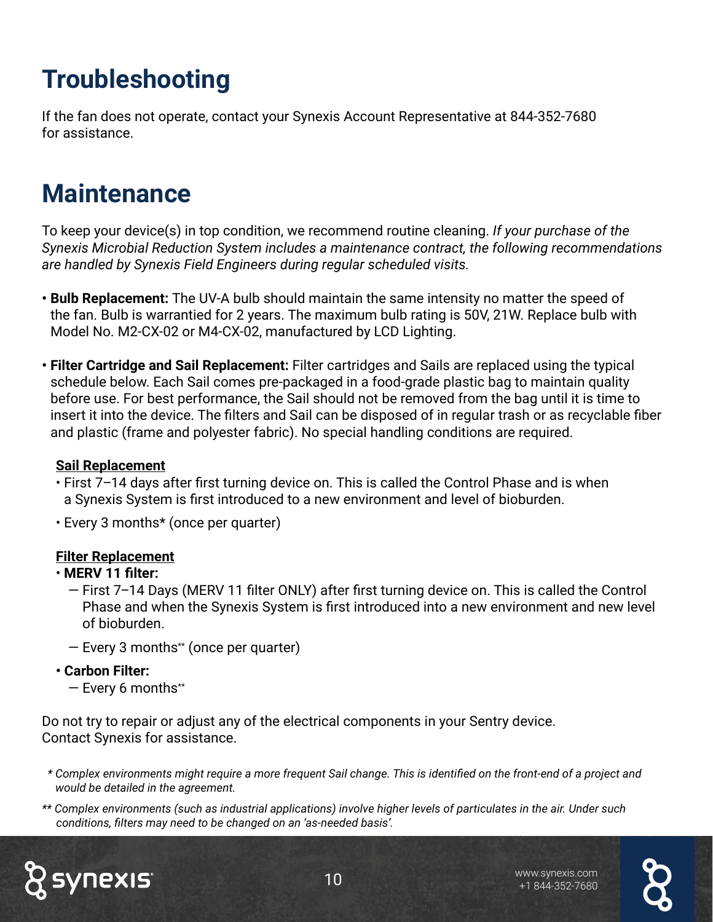# Troubleshooting

If the fan does not operate, contact your Synexis Account Representative at 844-352-7680 for assistance.

# Maintenance

To keep your device(s) in top condition, we recommend routine cleaning. *If your purchase of the Synexis Microbial Reduction System includes a maintenance contract, the following recommendations are handled by Synexis Field Engineers during regular scheduled visits.*

- **Bulb Replacement:** The UV-A bulb should maintain the same intensity no matter the speed of the fan. Bulb is warrantied for 2 years. The maximum bulb rating is 50V, 21W. Replace bulb with Model No. M2-CX-02 or M4-CX-02, manufactured by LCD Lighting.

- **Filter Cartridge and Sail Replacement:** Filter cartridges and Sails are replaced using the typical schedule below. Each Sail comes pre-packaged in a food-grade plastic bag to maintain quality before use. For best performance, the Sail should not be removed from the bag until it is time to insert it into the device. The filters and Sail can be disposed of in regular trash or as recyclable fiber and plastic (frame and polyester fabric). No special handling conditions are required.

**Sail Replacement**

- First 7–14 days after first turning device on. This is called the Control Phase and is when a Synexis System is first introduced to a new environment and level of bioburden.
- Every 3 months* (once per quarter)

**Filter Replacement**

- **MERV 11 filter:**
  - First 7–14 Days (MERV 11 filter ONLY) after first turning device on. This is called the Control Phase and when the Synexis System is first introduced into a new environment and new level of bioburden.
  - Every 3 months** (once per quarter)
- **Carbon Filter:**
  - Every 6 months**

Do not try to repair or adjust any of the electrical components in your Sentry device. Contact Synexis for assistance.

*\* Complex environments might require a more frequent Sail change. This is identified on the front-end of a project and would be detailed in the agreement.*

*\*\* Complex environments (such as industrial applications) involve higher levels of particulates in the air. Under such conditions, filters may need to be changed on an 'as-needed basis'.*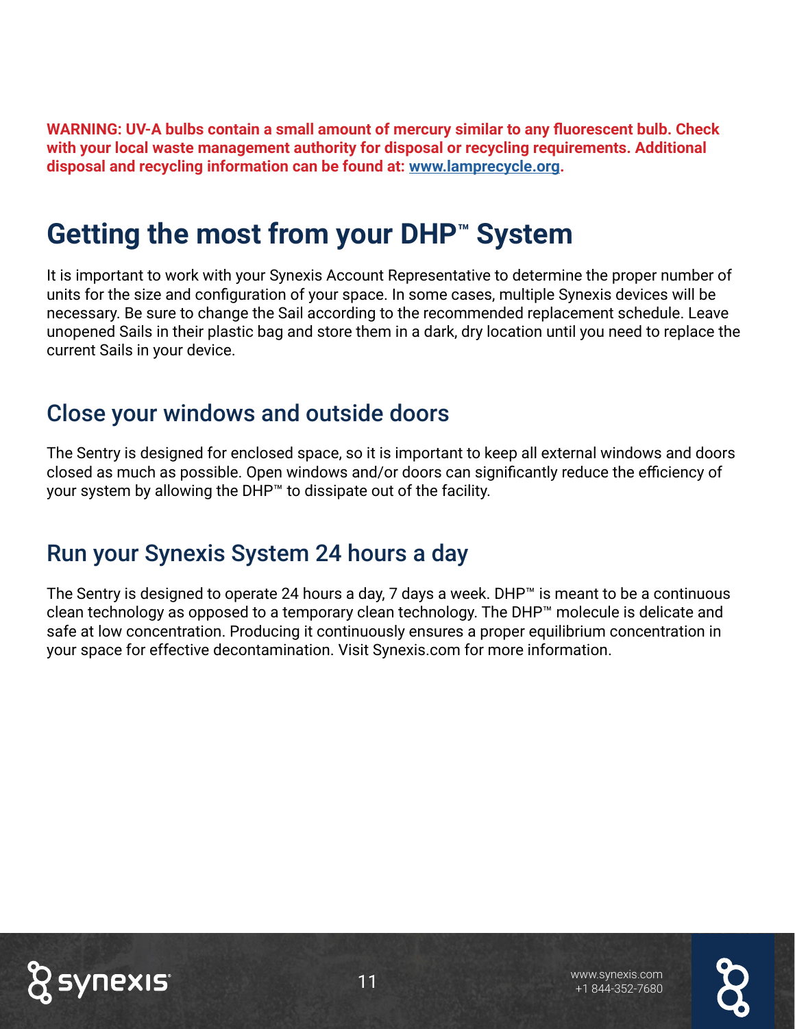**WARNING: UV-A bulbs contain a small amount of mercury similar to any fluorescent bulb. Check with your local waste management authority for disposal or recycling requirements. Additional disposal and recycling information can be found at: www.lamprecycle.org.**

# Getting the most from your DHP™ System

It is important to work with your Synexis Account Representative to determine the proper number of units for the size and configuration of your space. In some cases, multiple Synexis devices will be necessary. Be sure to change the Sail according to the recommended replacement schedule. Leave unopened Sails in their plastic bag and store them in a dark, dry location until you need to replace the current Sails in your device.

## Close your windows and outside doors

The Sentry is designed for enclosed space, so it is important to keep all external windows and doors closed as much as possible. Open windows and/or doors can significantly reduce the efficiency of your system by allowing the DHP™ to dissipate out of the facility.

## Run your Synexis System 24 hours a day

The Sentry is designed to operate 24 hours a day, 7 days a week. DHP™ is meant to be a continuous clean technology as opposed to a temporary clean technology. The DHP™ molecule is delicate and safe at low concentration. Producing it continuously ensures a proper equilibrium concentration in your space for effective decontamination. Visit Synexis.com for more information.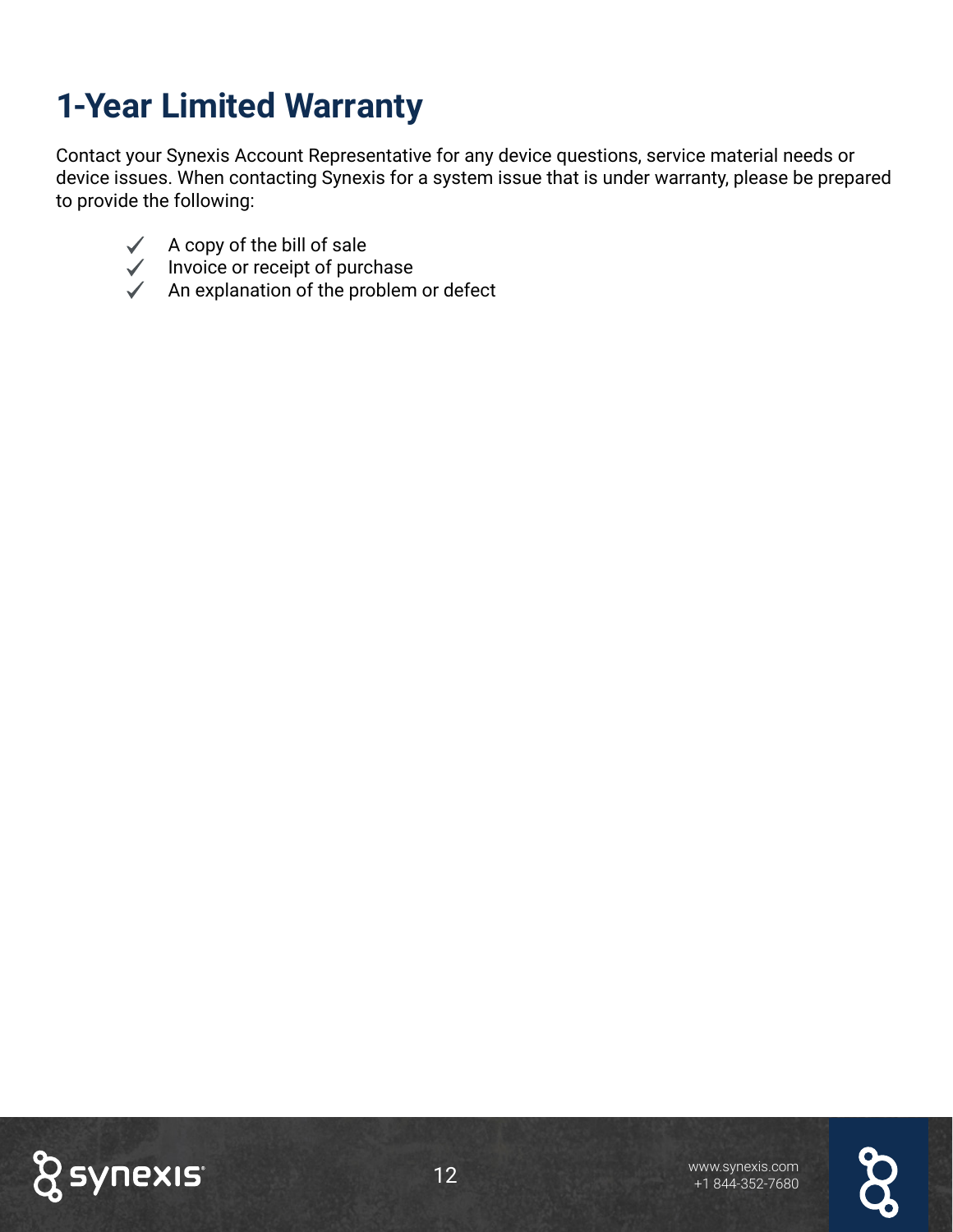# 1-Year Limited Warranty

Contact your Synexis Account Representative for any device questions, service material needs or device issues. When contacting Synexis for a system issue that is under warranty, please be prepared to provide the following:

- ✓ A copy of the bill of sale
- ✓ Invoice or receipt of purchase
- ✓ An explanation of the problem or defect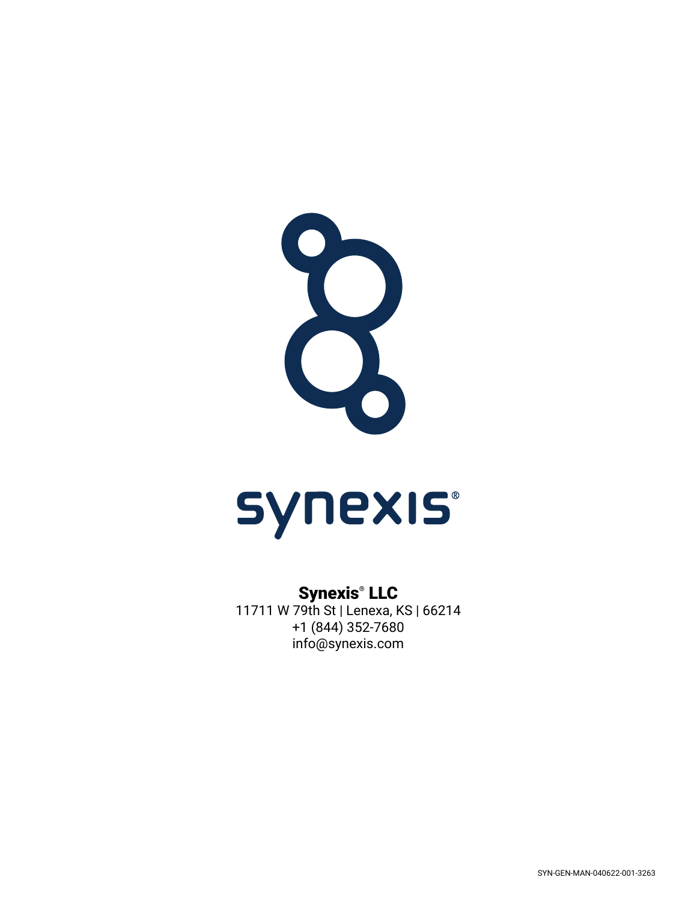synexis®

**Synexis® LLC**
11711 W 79th St | Lenexa, KS | 66214
+1 (844) 352-7680
info@synexis.com

SYN-GEN-MAN-040622-001-3263